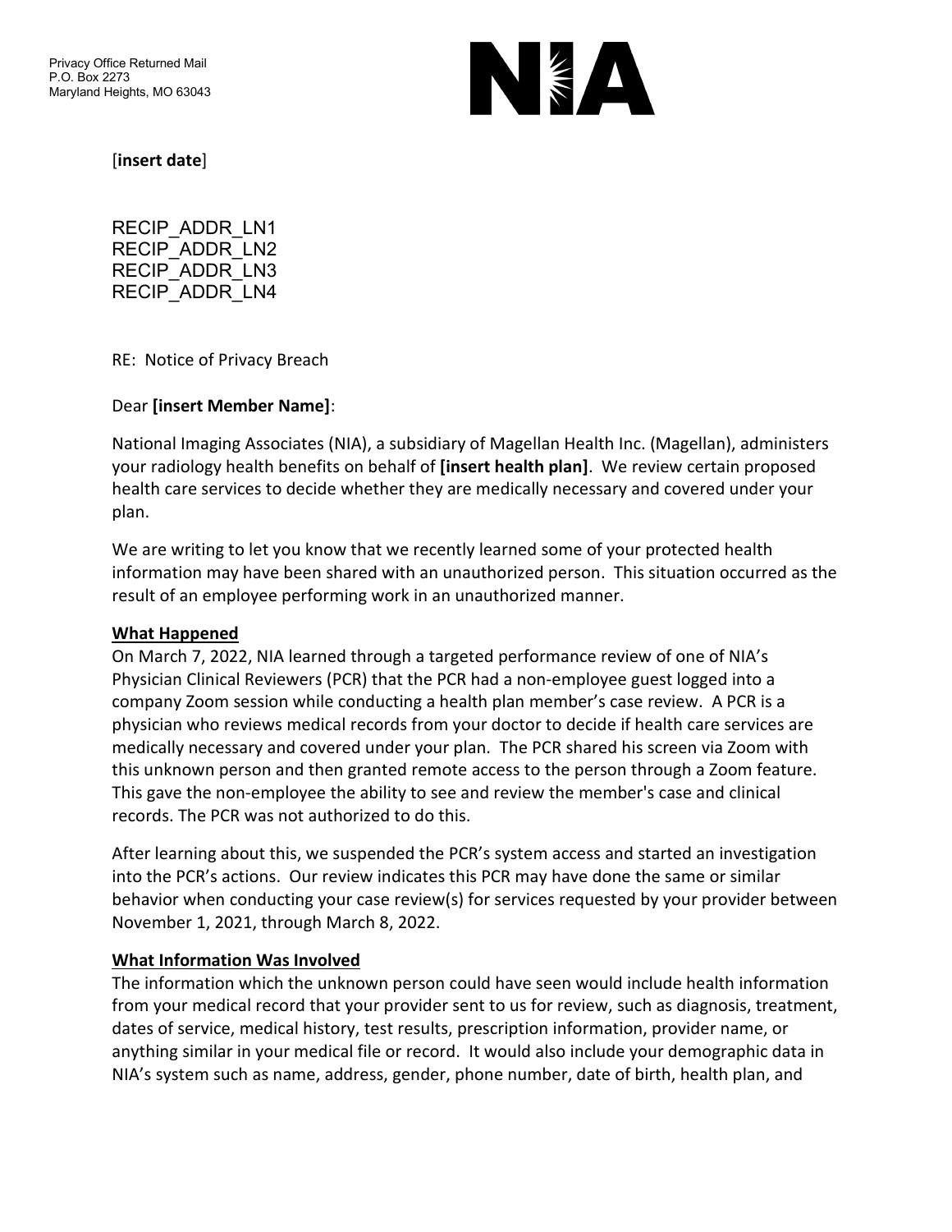Privacy Office Returned Mail
P.O. Box 2273
Maryland Heights, MO 63043

NIA

[**insert date**]

RECIP_ADDR_LN1
RECIP_ADDR_LN2
RECIP_ADDR_LN3
RECIP_ADDR_LN4

RE: Notice of Privacy Breach

Dear **[insert Member Name]**:

National Imaging Associates (NIA), a subsidiary of Magellan Health Inc. (Magellan), administers your radiology health benefits on behalf of **[insert health plan]**. We review certain proposed health care services to decide whether they are medically necessary and covered under your plan.

We are writing to let you know that we recently learned some of your protected health information may have been shared with an unauthorized person. This situation occurred as the result of an employee performing work in an unauthorized manner.

**What Happened**

On March 7, 2022, NIA learned through a targeted performance review of one of NIA's Physician Clinical Reviewers (PCR) that the PCR had a non-employee guest logged into a company Zoom session while conducting a health plan member's case review. A PCR is a physician who reviews medical records from your doctor to decide if health care services are medically necessary and covered under your plan. The PCR shared his screen via Zoom with this unknown person and then granted remote access to the person through a Zoom feature. This gave the non-employee the ability to see and review the member's case and clinical records. The PCR was not authorized to do this.

After learning about this, we suspended the PCR's system access and started an investigation into the PCR's actions. Our review indicates this PCR may have done the same or similar behavior when conducting your case review(s) for services requested by your provider between November 1, 2021, through March 8, 2022.

**What Information Was Involved**

The information which the unknown person could have seen would include health information from your medical record that your provider sent to us for review, such as diagnosis, treatment, dates of service, medical history, test results, prescription information, provider name, or anything similar in your medical file or record. It would also include your demographic data in NIA's system such as name, address, gender, phone number, date of birth, health plan, and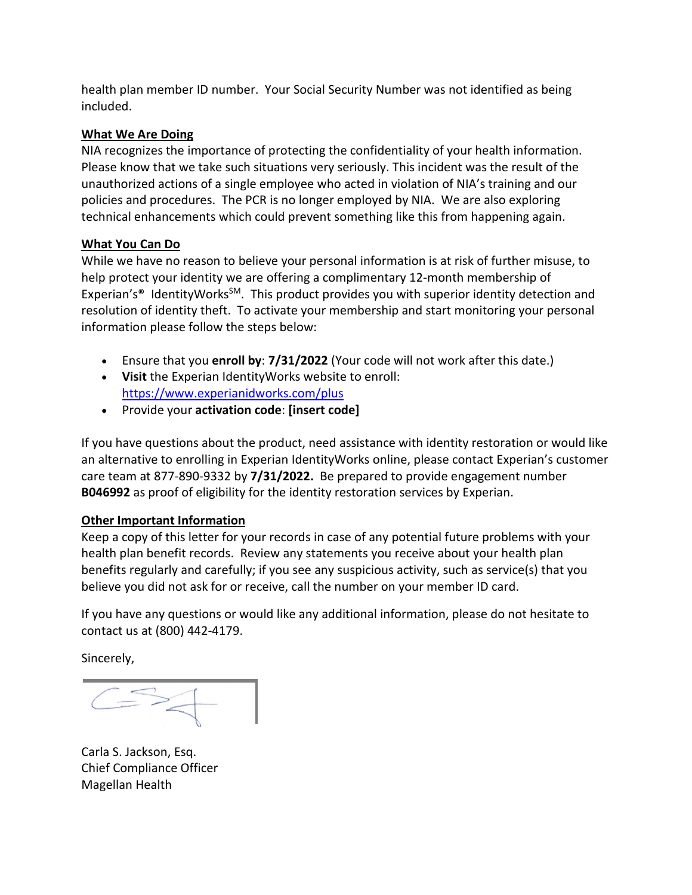health plan member ID number. Your Social Security Number was not identified as being included.

**What We Are Doing**

NIA recognizes the importance of protecting the confidentiality of your health information. Please know that we take such situations very seriously. This incident was the result of the unauthorized actions of a single employee who acted in violation of NIA's training and our policies and procedures. The PCR is no longer employed by NIA. We are also exploring technical enhancements which could prevent something like this from happening again.

**What You Can Do**

While we have no reason to believe your personal information is at risk of further misuse, to help protect your identity we are offering a complimentary 12-month membership of Experian's® IdentityWorks℠. This product provides you with superior identity detection and resolution of identity theft. To activate your membership and start monitoring your personal information please follow the steps below:

- Ensure that you **enroll by**: **7/31/2022** (Your code will not work after this date.)
- **Visit** the Experian IdentityWorks website to enroll: https://www.experianidworks.com/plus
- Provide your **activation code**: **[insert code]**

If you have questions about the product, need assistance with identity restoration or would like an alternative to enrolling in Experian IdentityWorks online, please contact Experian's customer care team at 877-890-9332 by **7/31/2022.** Be prepared to provide engagement number **B046992** as proof of eligibility for the identity restoration services by Experian.

**Other Important Information**

Keep a copy of this letter for your records in case of any potential future problems with your health plan benefit records. Review any statements you receive about your health plan benefits regularly and carefully; if you see any suspicious activity, such as service(s) that you believe you did not ask for or receive, call the number on your member ID card.

If you have any questions or would like any additional information, please do not hesitate to contact us at (800) 442-4179.

Sincerely,

Carla S. Jackson, Esq.
Chief Compliance Officer
Magellan Health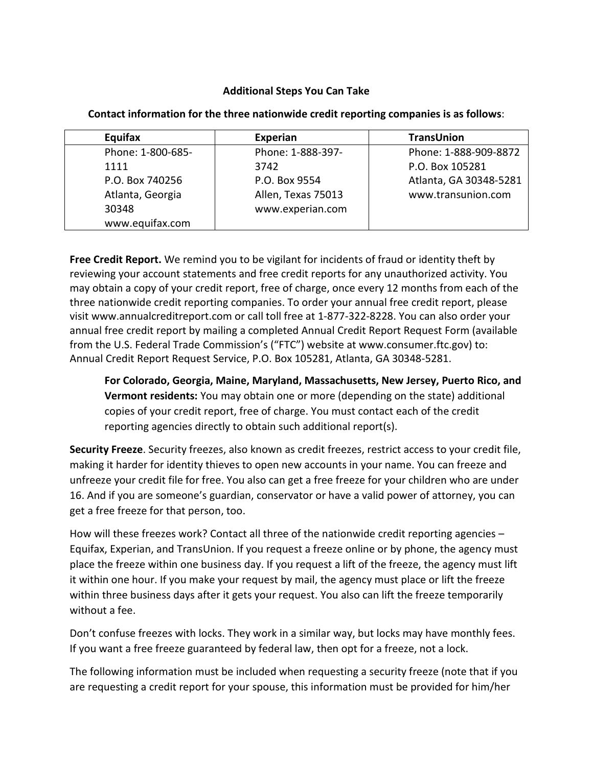**Additional Steps You Can Take**

**Contact information for the three nationwide credit reporting companies is as follows**:

| Equifax | Experian | TransUnion |
|---|---|---|
| Phone: 1-800-685-1111<br>P.O. Box 740256<br>Atlanta, Georgia 30348<br>www.equifax.com | Phone: 1-888-397-3742<br>P.O. Box 9554<br>Allen, Texas 75013<br>www.experian.com | Phone: 1-888-909-8872<br>P.O. Box 105281<br>Atlanta, GA 30348-5281<br>www.transunion.com |

**Free Credit Report.** We remind you to be vigilant for incidents of fraud or identity theft by reviewing your account statements and free credit reports for any unauthorized activity. You may obtain a copy of your credit report, free of charge, once every 12 months from each of the three nationwide credit reporting companies. To order your annual free credit report, please visit www.annualcreditreport.com or call toll free at 1-877-322-8228. You can also order your annual free credit report by mailing a completed Annual Credit Report Request Form (available from the U.S. Federal Trade Commission's ("FTC") website at www.consumer.ftc.gov) to: Annual Credit Report Request Service, P.O. Box 105281, Atlanta, GA 30348-5281.

> **For Colorado, Georgia, Maine, Maryland, Massachusetts, New Jersey, Puerto Rico, and Vermont residents:** You may obtain one or more (depending on the state) additional copies of your credit report, free of charge. You must contact each of the credit reporting agencies directly to obtain such additional report(s).

**Security Freeze**. Security freezes, also known as credit freezes, restrict access to your credit file, making it harder for identity thieves to open new accounts in your name. You can freeze and unfreeze your credit file for free. You also can get a free freeze for your children who are under 16. And if you are someone's guardian, conservator or have a valid power of attorney, you can get a free freeze for that person, too.

How will these freezes work? Contact all three of the nationwide credit reporting agencies – Equifax, Experian, and TransUnion. If you request a freeze online or by phone, the agency must place the freeze within one business day. If you request a lift of the freeze, the agency must lift it within one hour. If you make your request by mail, the agency must place or lift the freeze within three business days after it gets your request. You also can lift the freeze temporarily without a fee.

Don't confuse freezes with locks. They work in a similar way, but locks may have monthly fees. If you want a free freeze guaranteed by federal law, then opt for a freeze, not a lock.

The following information must be included when requesting a security freeze (note that if you are requesting a credit report for your spouse, this information must be provided for him/her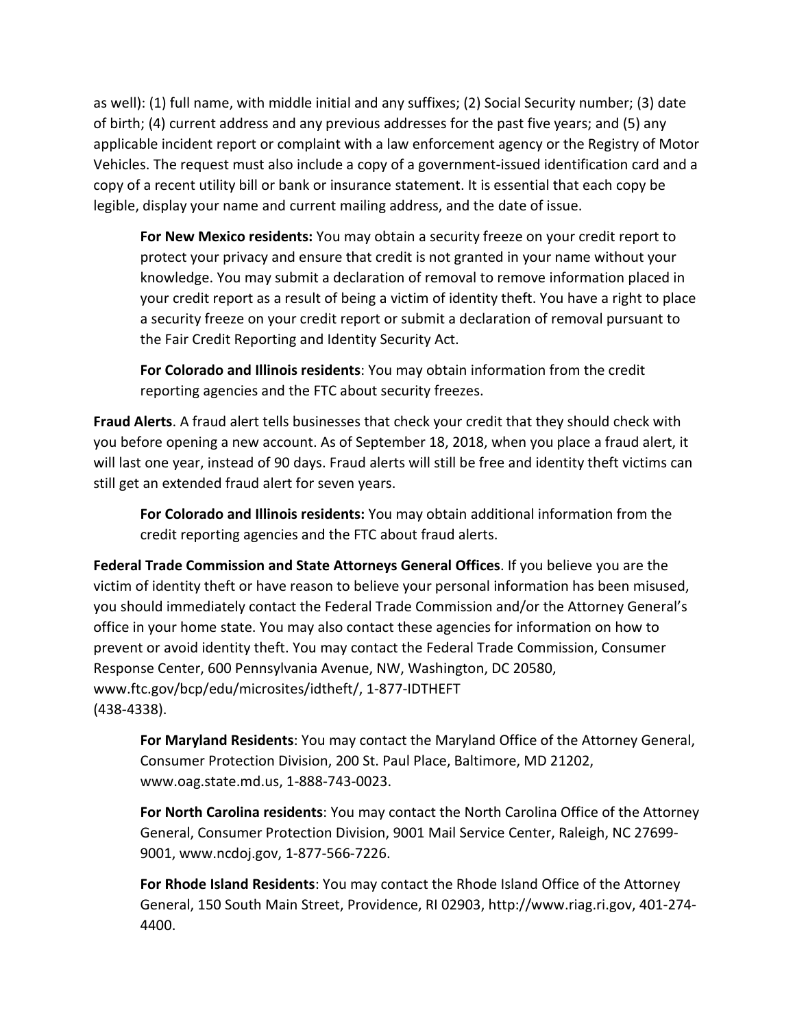as well): (1) full name, with middle initial and any suffixes; (2) Social Security number; (3) date of birth; (4) current address and any previous addresses for the past five years; and (5) any applicable incident report or complaint with a law enforcement agency or the Registry of Motor Vehicles. The request must also include a copy of a government-issued identification card and a copy of a recent utility bill or bank or insurance statement. It is essential that each copy be legible, display your name and current mailing address, and the date of issue.

> **For New Mexico residents:** You may obtain a security freeze on your credit report to protect your privacy and ensure that credit is not granted in your name without your knowledge. You may submit a declaration of removal to remove information placed in your credit report as a result of being a victim of identity theft. You have a right to place a security freeze on your credit report or submit a declaration of removal pursuant to the Fair Credit Reporting and Identity Security Act.

> **For Colorado and Illinois residents**: You may obtain information from the credit reporting agencies and the FTC about security freezes.

**Fraud Alerts**. A fraud alert tells businesses that check your credit that they should check with you before opening a new account. As of September 18, 2018, when you place a fraud alert, it will last one year, instead of 90 days. Fraud alerts will still be free and identity theft victims can still get an extended fraud alert for seven years.

> **For Colorado and Illinois residents:** You may obtain additional information from the credit reporting agencies and the FTC about fraud alerts.

**Federal Trade Commission and State Attorneys General Offices**. If you believe you are the victim of identity theft or have reason to believe your personal information has been misused, you should immediately contact the Federal Trade Commission and/or the Attorney General's office in your home state. You may also contact these agencies for information on how to prevent or avoid identity theft. You may contact the Federal Trade Commission, Consumer Response Center, 600 Pennsylvania Avenue, NW, Washington, DC 20580, www.ftc.gov/bcp/edu/microsites/idtheft/, 1-877-IDTHEFT (438-4338).

> **For Maryland Residents**: You may contact the Maryland Office of the Attorney General, Consumer Protection Division, 200 St. Paul Place, Baltimore, MD 21202, www.oag.state.md.us, 1-888-743-0023.

> **For North Carolina residents**: You may contact the North Carolina Office of the Attorney General, Consumer Protection Division, 9001 Mail Service Center, Raleigh, NC 27699-9001, www.ncdoj.gov, 1-877-566-7226.

> **For Rhode Island Residents**: You may contact the Rhode Island Office of the Attorney General, 150 South Main Street, Providence, RI 02903, http://www.riag.ri.gov, 401-274-4400.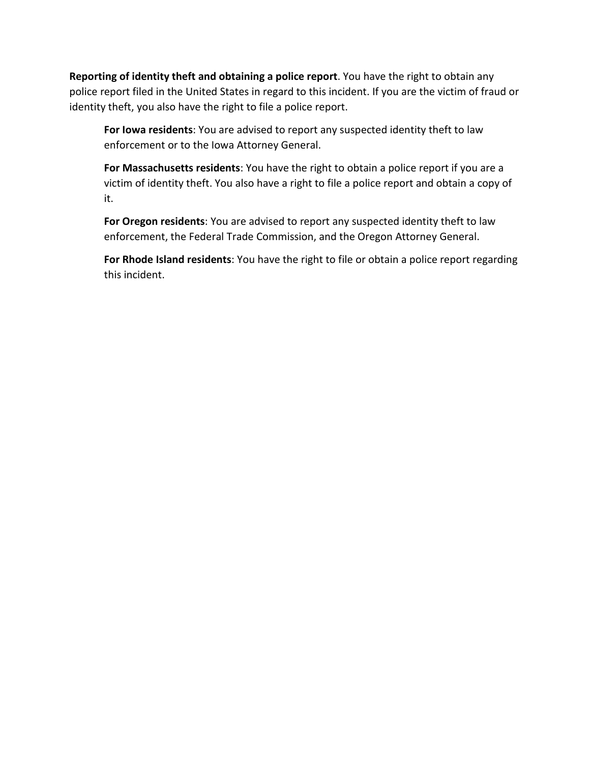**Reporting of identity theft and obtaining a police report**. You have the right to obtain any police report filed in the United States in regard to this incident. If you are the victim of fraud or identity theft, you also have the right to file a police report.

> **For Iowa residents**: You are advised to report any suspected identity theft to law enforcement or to the Iowa Attorney General.
>
> **For Massachusetts residents**: You have the right to obtain a police report if you are a victim of identity theft. You also have a right to file a police report and obtain a copy of it.
>
> **For Oregon residents**: You are advised to report any suspected identity theft to law enforcement, the Federal Trade Commission, and the Oregon Attorney General.
>
> **For Rhode Island residents**: You have the right to file or obtain a police report regarding this incident.